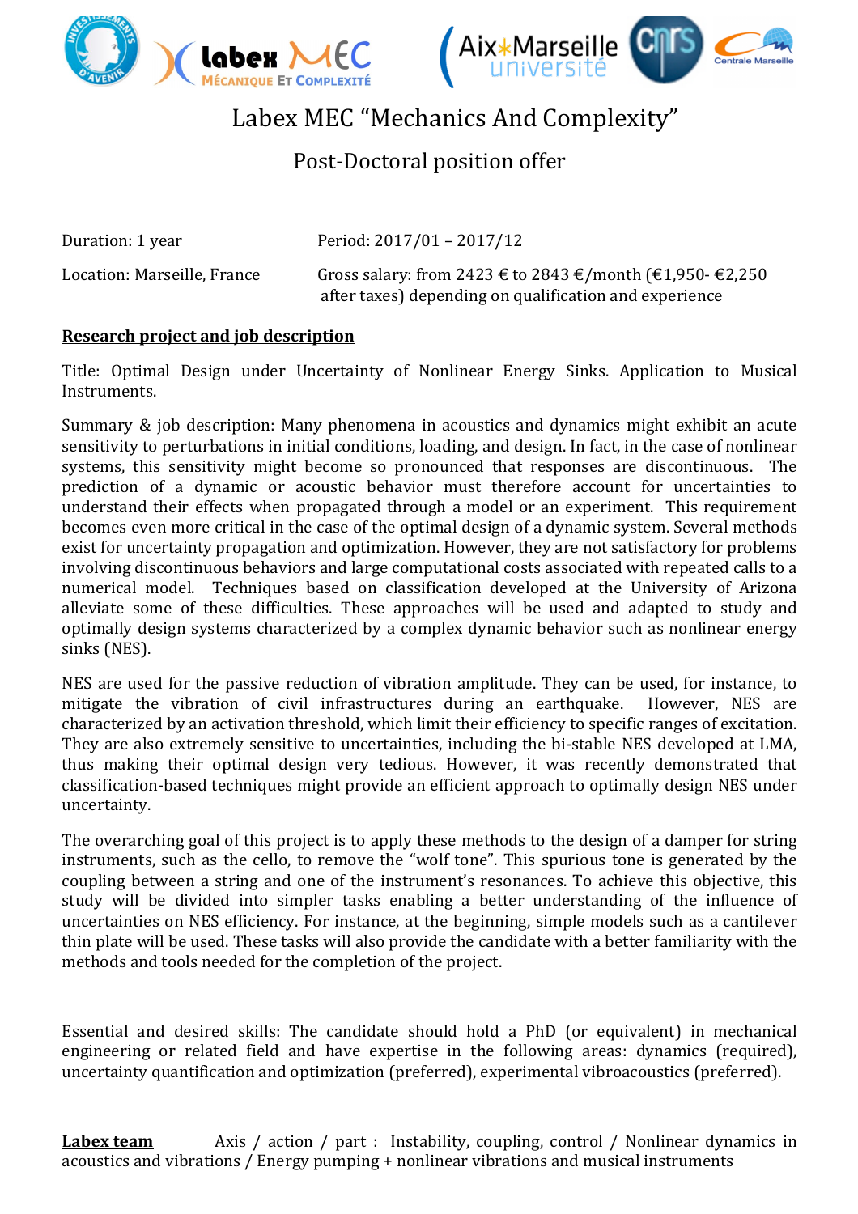# Labex MEC "Mechanics And Complexity"

## Post-Doctoral position offer

Duration: 1 year

Period: 2017/01 – 2017/12

Location: Marseille, France

Gross salary: from 2423 € to 2843 €/month (€1,950- €2,250 after taxes) depending on qualification and experience

**Research project and job description**

Title: Optimal Design under Uncertainty of Nonlinear Energy Sinks. Application to Musical Instruments.

Summary & job description: Many phenomena in acoustics and dynamics might exhibit an acute sensitivity to perturbations in initial conditions, loading, and design. In fact, in the case of nonlinear systems, this sensitivity might become so pronounced that responses are discontinuous. The prediction of a dynamic or acoustic behavior must therefore account for uncertainties to understand their effects when propagated through a model or an experiment. This requirement becomes even more critical in the case of the optimal design of a dynamic system. Several methods exist for uncertainty propagation and optimization. However, they are not satisfactory for problems involving discontinuous behaviors and large computational costs associated with repeated calls to a numerical model. Techniques based on classification developed at the University of Arizona alleviate some of these difficulties. These approaches will be used and adapted to study and optimally design systems characterized by a complex dynamic behavior such as nonlinear energy sinks (NES).

NES are used for the passive reduction of vibration amplitude. They can be used, for instance, to mitigate the vibration of civil infrastructures during an earthquake. However, NES are characterized by an activation threshold, which limit their efficiency to specific ranges of excitation. They are also extremely sensitive to uncertainties, including the bi-stable NES developed at LMA, thus making their optimal design very tedious. However, it was recently demonstrated that classification-based techniques might provide an efficient approach to optimally design NES under uncertainty.

The overarching goal of this project is to apply these methods to the design of a damper for string instruments, such as the cello, to remove the "wolf tone". This spurious tone is generated by the coupling between a string and one of the instrument's resonances. To achieve this objective, this study will be divided into simpler tasks enabling a better understanding of the influence of uncertainties on NES efficiency. For instance, at the beginning, simple models such as a cantilever thin plate will be used. These tasks will also provide the candidate with a better familiarity with the methods and tools needed for the completion of the project.

Essential and desired skills: The candidate should hold a PhD (or equivalent) in mechanical engineering or related field and have expertise in the following areas: dynamics (required), uncertainty quantification and optimization (preferred), experimental vibroacoustics (preferred).

**Labex team** Axis / action / part : Instability, coupling, control / Nonlinear dynamics in acoustics and vibrations / Energy pumping + nonlinear vibrations and musical instruments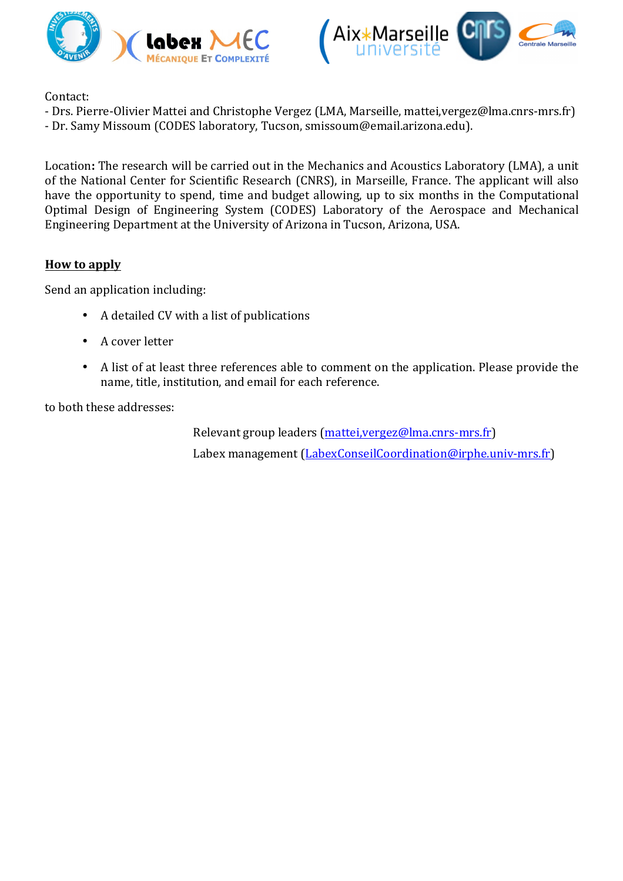Contact:
- Drs. Pierre-Olivier Mattei and Christophe Vergez (LMA, Marseille, mattei,vergez@lma.cnrs-mrs.fr)
- Dr. Samy Missoum (CODES laboratory, Tucson, smissoum@email.arizona.edu).

Location**:** The research will be carried out in the Mechanics and Acoustics Laboratory (LMA), a unit of the National Center for Scientific Research (CNRS), in Marseille, France. The applicant will also have the opportunity to spend, time and budget allowing, up to six months in the Computational Optimal Design of Engineering System (CODES) Laboratory of the Aerospace and Mechanical Engineering Department at the University of Arizona in Tucson, Arizona, USA.

## How to apply

Send an application including:

- A detailed CV with a list of publications
- A cover letter
- A list of at least three references able to comment on the application. Please provide the name, title, institution, and email for each reference.

to both these addresses:

Relevant group leaders (mattei,vergez@lma.cnrs-mrs.fr)

Labex management (LabexConseilCoordination@irphe.univ-mrs.fr)